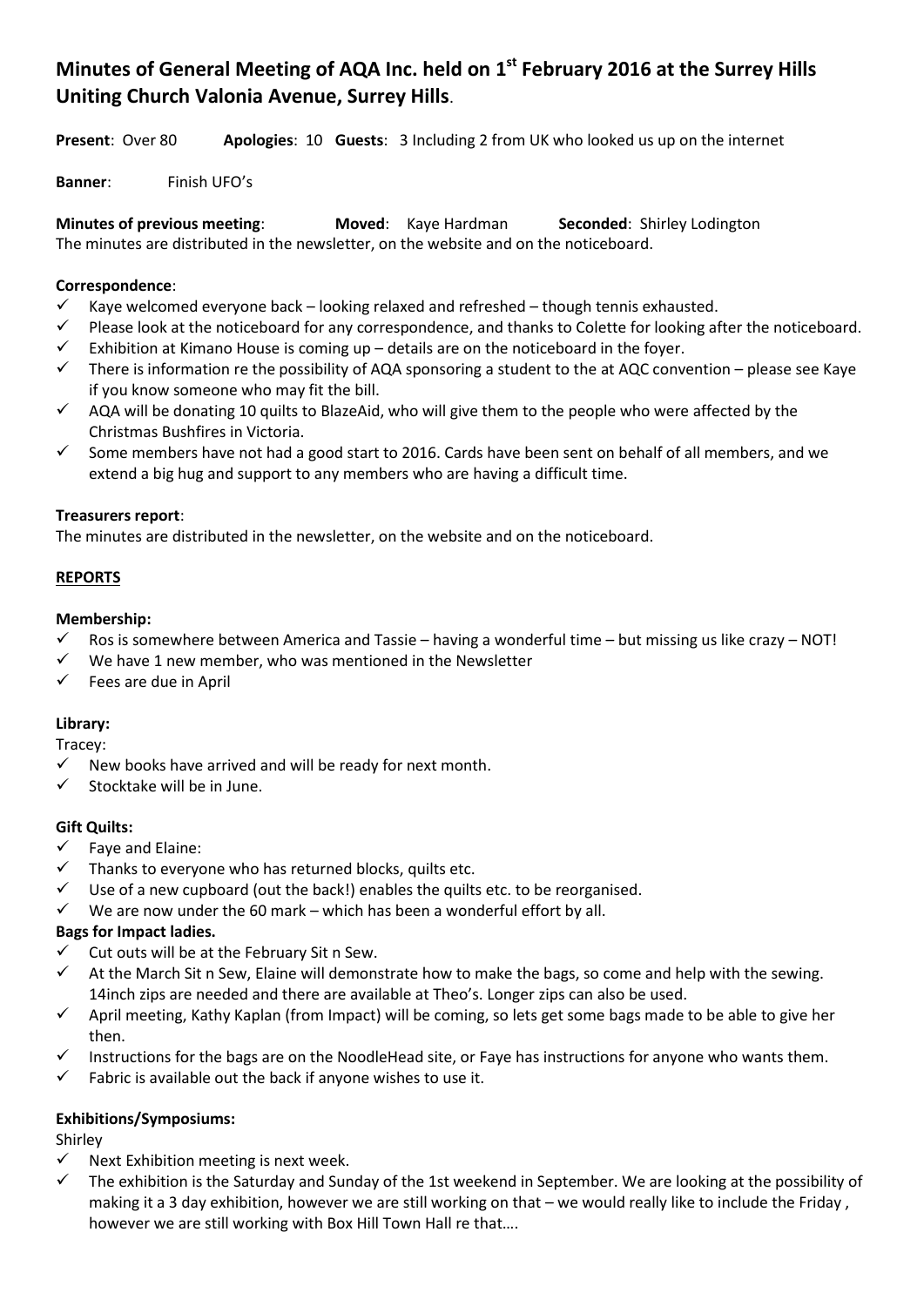# Minutes of General Meeting of AQA Inc. held on 1st February 2016 at the Surrey Hills Uniting Church Valonia Avenue, Surrey Hills.

**Present**: Over 80 **Apologies**: 10 **Guests**: 3 Including 2 from UK who looked us up on the internet

**Banner**: Finish UFO's

**Minutes of previous meeting**: **Moved**: Kaye Hardman **Seconded**: Shirley Lodington
The minutes are distributed in the newsletter, on the website and on the noticeboard.

**Correspondence**:

- ✓ Kaye welcomed everyone back – looking relaxed and refreshed – though tennis exhausted.
- ✓ Please look at the noticeboard for any correspondence, and thanks to Colette for looking after the noticeboard.
- ✓ Exhibition at Kimano House is coming up – details are on the noticeboard in the foyer.
- ✓ There is information re the possibility of AQA sponsoring a student to the at AQC convention – please see Kaye if you know someone who may fit the bill.
- ✓ AQA will be donating 10 quilts to BlazeAid, who will give them to the people who were affected by the Christmas Bushfires in Victoria.
- ✓ Some members have not had a good start to 2016. Cards have been sent on behalf of all members, and we extend a big hug and support to any members who are having a difficult time.

**Treasurers report**:
The minutes are distributed in the newsletter, on the website and on the noticeboard.

**REPORTS**

**Membership:**

- ✓ Ros is somewhere between America and Tassie – having a wonderful time – but missing us like crazy – NOT!
- ✓ We have 1 new member, who was mentioned in the Newsletter
- ✓ Fees are due in April

**Library:**

Tracey:

- ✓ New books have arrived and will be ready for next month.
- ✓ Stocktake will be in June.

**Gift Quilts:**

- ✓ Faye and Elaine:
- ✓ Thanks to everyone who has returned blocks, quilts etc.
- ✓ Use of a new cupboard (out the back!) enables the quilts etc. to be reorganised.
- ✓ We are now under the 60 mark – which has been a wonderful effort by all.

**Bags for Impact ladies.**

- ✓ Cut outs will be at the February Sit n Sew.
- ✓ At the March Sit n Sew, Elaine will demonstrate how to make the bags, so come and help with the sewing. 14inch zips are needed and there are available at Theo's. Longer zips can also be used.
- ✓ April meeting, Kathy Kaplan (from Impact) will be coming, so lets get some bags made to be able to give her then.
- ✓ Instructions for the bags are on the NoodleHead site, or Faye has instructions for anyone who wants them.
- ✓ Fabric is available out the back if anyone wishes to use it.

**Exhibitions/Symposiums:**

Shirley

- ✓ Next Exhibition meeting is next week.
- ✓ The exhibition is the Saturday and Sunday of the 1st weekend in September. We are looking at the possibility of making it a 3 day exhibition, however we are still working on that – we would really like to include the Friday , however we are still working with Box Hill Town Hall re that….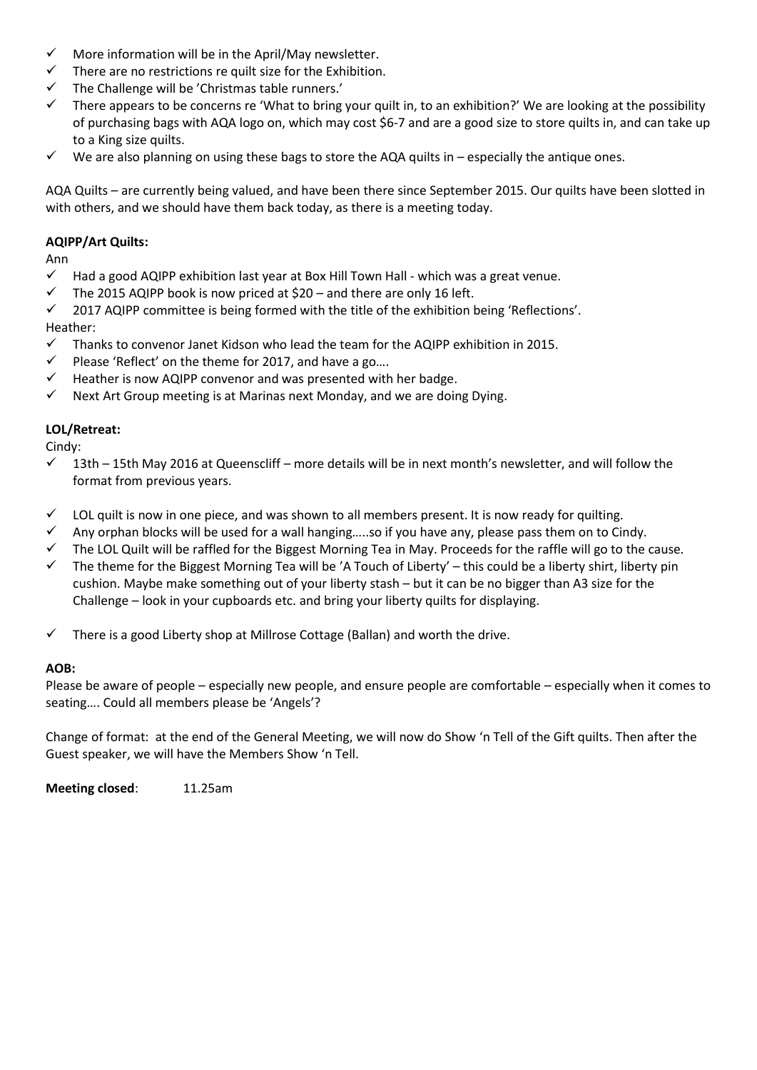- ✓ More information will be in the April/May newsletter.
- ✓ There are no restrictions re quilt size for the Exhibition.
- ✓ The Challenge will be 'Christmas table runners.'
- ✓ There appears to be concerns re 'What to bring your quilt in, to an exhibition?' We are looking at the possibility of purchasing bags with AQA logo on, which may cost $6-7 and are a good size to store quilts in, and can take up to a King size quilts.
- ✓ We are also planning on using these bags to store the AQA quilts in – especially the antique ones.

AQA Quilts – are currently being valued, and have been there since September 2015. Our quilts have been slotted in with others, and we should have them back today, as there is a meeting today.

**AQIPP/Art Quilts:**

Ann

- ✓ Had a good AQIPP exhibition last year at Box Hill Town Hall - which was a great venue.
- ✓ The 2015 AQIPP book is now priced at $20 – and there are only 16 left.
- ✓ 2017 AQIPP committee is being formed with the title of the exhibition being 'Reflections'.

Heather:

- ✓ Thanks to convenor Janet Kidson who lead the team for the AQIPP exhibition in 2015.
- ✓ Please 'Reflect' on the theme for 2017, and have a go….
- ✓ Heather is now AQIPP convenor and was presented with her badge.
- ✓ Next Art Group meeting is at Marinas next Monday, and we are doing Dying.

**LOL/Retreat:**

Cindy:

- ✓ 13th – 15th May 2016 at Queenscliff – more details will be in next month's newsletter, and will follow the format from previous years.

- ✓ LOL quilt is now in one piece, and was shown to all members present. It is now ready for quilting.
- ✓ Any orphan blocks will be used for a wall hanging…..so if you have any, please pass them on to Cindy.
- ✓ The LOL Quilt will be raffled for the Biggest Morning Tea in May. Proceeds for the raffle will go to the cause.
- ✓ The theme for the Biggest Morning Tea will be 'A Touch of Liberty' – this could be a liberty shirt, liberty pin cushion. Maybe make something out of your liberty stash – but it can be no bigger than A3 size for the Challenge – look in your cupboards etc. and bring your liberty quilts for displaying.

- ✓ There is a good Liberty shop at Millrose Cottage (Ballan) and worth the drive.

**AOB:**

Please be aware of people – especially new people, and ensure people are comfortable – especially when it comes to seating…. Could all members please be 'Angels'?

Change of format: at the end of the General Meeting, we will now do Show 'n Tell of the Gift quilts. Then after the Guest speaker, we will have the Members Show 'n Tell.

**Meeting closed**: 11.25am